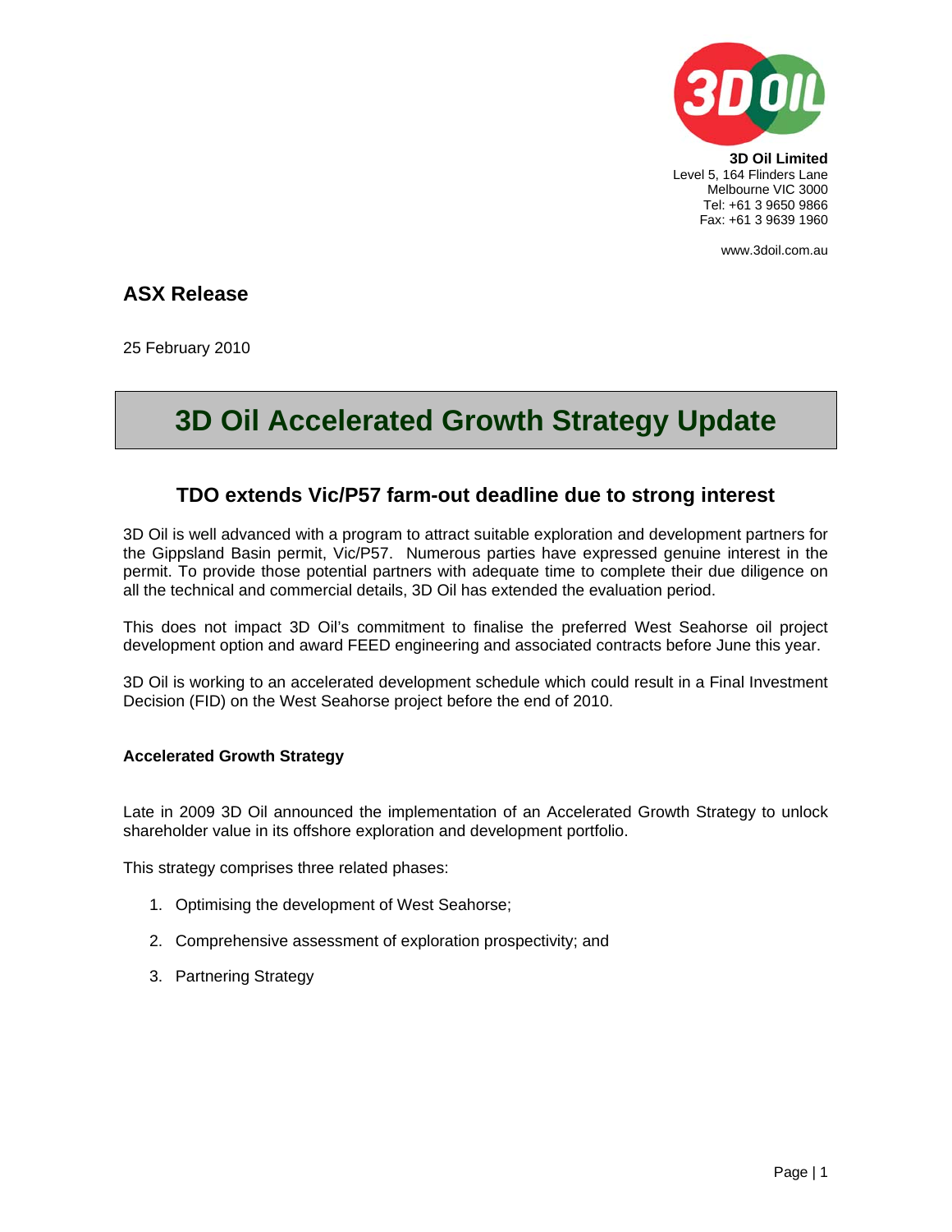**3D Oil Limited**
Level 5, 164 Flinders Lane
Melbourne VIC 3000
Tel: +61 3 9650 9866
Fax: +61 3 9639 1960

www.3doil.com.au

## ASX Release

25 February 2010

# 3D Oil Accelerated Growth Strategy Update

## TDO extends Vic/P57 farm-out deadline due to strong interest

3D Oil is well advanced with a program to attract suitable exploration and development partners for the Gippsland Basin permit, Vic/P57. Numerous parties have expressed genuine interest in the permit. To provide those potential partners with adequate time to complete their due diligence on all the technical and commercial details, 3D Oil has extended the evaluation period.

This does not impact 3D Oil's commitment to finalise the preferred West Seahorse oil project development option and award FEED engineering and associated contracts before June this year.

3D Oil is working to an accelerated development schedule which could result in a Final Investment Decision (FID) on the West Seahorse project before the end of 2010.

### Accelerated Growth Strategy

Late in 2009 3D Oil announced the implementation of an Accelerated Growth Strategy to unlock shareholder value in its offshore exploration and development portfolio.

This strategy comprises three related phases:

1. Optimising the development of West Seahorse;
2. Comprehensive assessment of exploration prospectivity; and
3. Partnering Strategy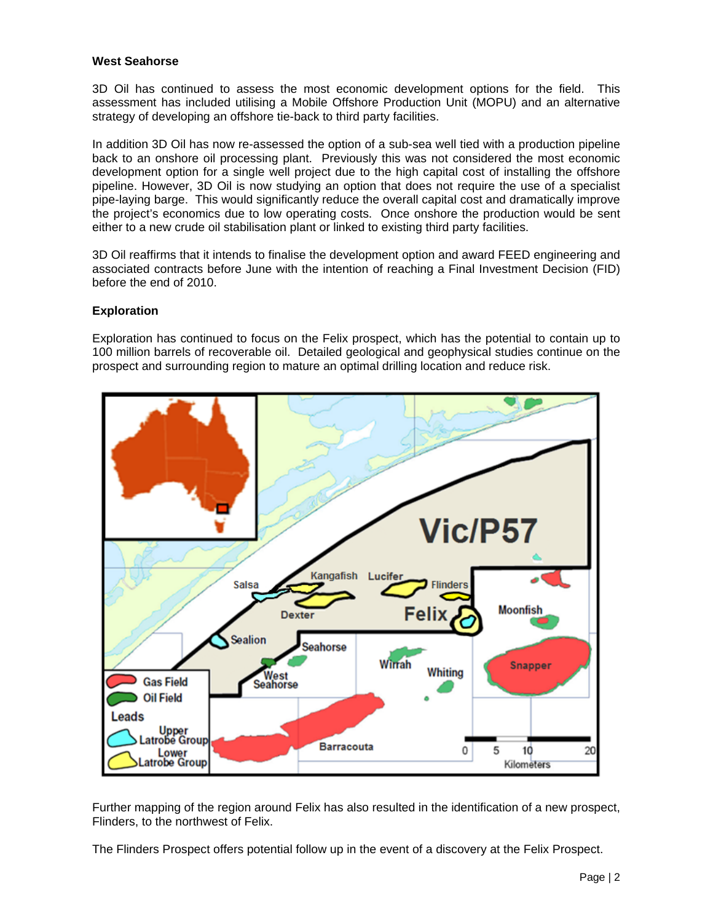**West Seahorse**

3D Oil has continued to assess the most economic development options for the field. This assessment has included utilising a Mobile Offshore Production Unit (MOPU) and an alternative strategy of developing an offshore tie-back to third party facilities.

In addition 3D Oil has now re-assessed the option of a sub-sea well tied with a production pipeline back to an onshore oil processing plant. Previously this was not considered the most economic development option for a single well project due to the high capital cost of installing the offshore pipeline. However, 3D Oil is now studying an option that does not require the use of a specialist pipe-laying barge. This would significantly reduce the overall capital cost and dramatically improve the project's economics due to low operating costs. Once onshore the production would be sent either to a new crude oil stabilisation plant or linked to existing third party facilities.

3D Oil reaffirms that it intends to finalise the development option and award FEED engineering and associated contracts before June with the intention of reaching a Final Investment Decision (FID) before the end of 2010.

**Exploration**

Exploration has continued to focus on the Felix prospect, which has the potential to contain up to 100 million barrels of recoverable oil. Detailed geological and geophysical studies continue on the prospect and surrounding region to mature an optimal drilling location and reduce risk.

Further mapping of the region around Felix has also resulted in the identification of a new prospect, Flinders, to the northwest of Felix.

The Flinders Prospect offers potential follow up in the event of a discovery at the Felix Prospect.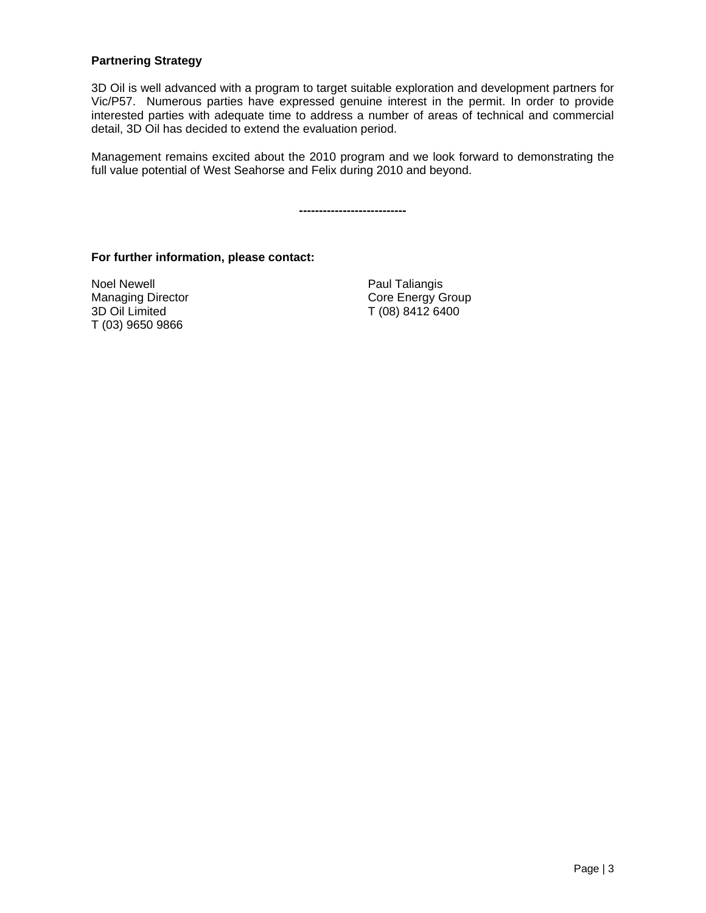**Partnering Strategy**

3D Oil is well advanced with a program to target suitable exploration and development partners for Vic/P57. Numerous parties have expressed genuine interest in the permit. In order to provide interested parties with adequate time to address a number of areas of technical and commercial detail, 3D Oil has decided to extend the evaluation period.

Management remains excited about the 2010 program and we look forward to demonstrating the full value potential of West Seahorse and Felix during 2010 and beyond.

---------------------------

**For further information, please contact:**

Noel Newell
Managing Director
3D Oil Limited
T (03) 9650 9866

Paul Taliangis
Core Energy Group
T (08) 8412 6400